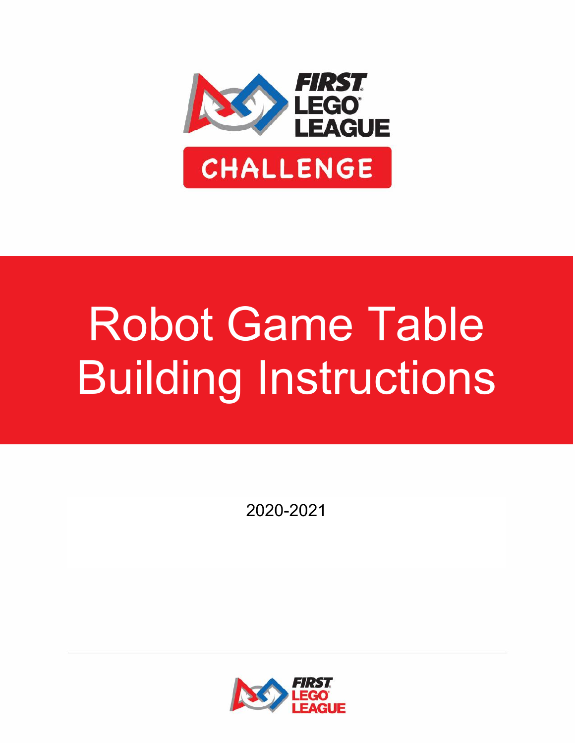FIRST LEGO LEAGUE

CHALLENGE

# Robot Game Table Building Instructions

2020-2021

FIRST LEGO LEAGUE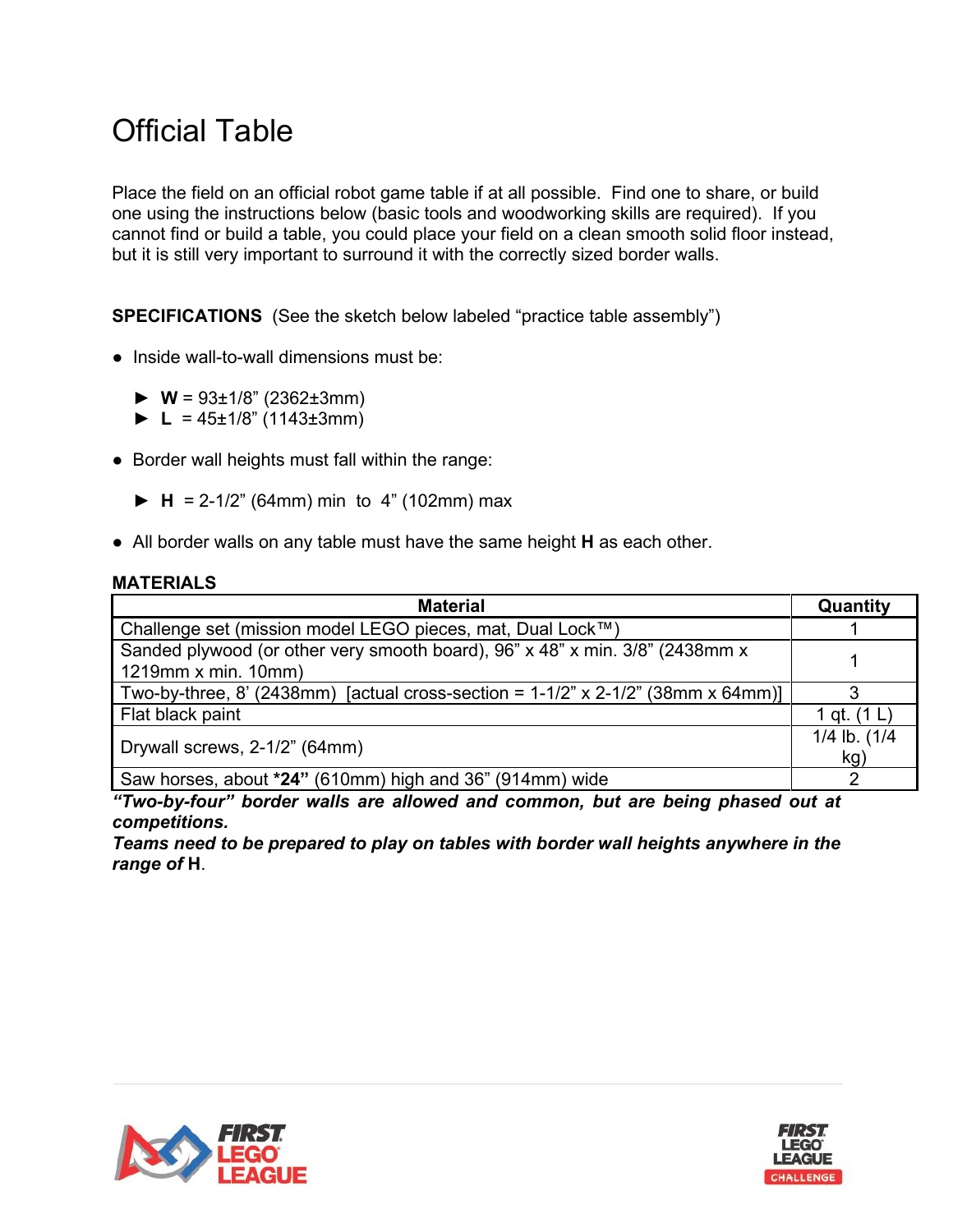# Official Table

Place the field on an official robot game table if at all possible. Find one to share, or build one using the instructions below (basic tools and woodworking skills are required). If you cannot find or build a table, you could place your field on a clean smooth solid floor instead, but it is still very important to surround it with the correctly sized border walls.

**SPECIFICATIONS** (See the sketch below labeled "practice table assembly")

- Inside wall-to-wall dimensions must be:
  - ► **W** = 93±1/8" (2362±3mm)
  - ► **L** = 45±1/8" (1143±3mm)
- Border wall heights must fall within the range:
  - ► **H** = 2-1/2" (64mm) min to 4" (102mm) max
- All border walls on any table must have the same height **H** as each other.

**MATERIALS**

| Material | Quantity |
|---|---|
| Challenge set (mission model LEGO pieces, mat, Dual Lock™) | 1 |
| Sanded plywood (or other very smooth board), 96" x 48" x min. 3/8" (2438mm x 1219mm x min. 10mm) | 1 |
| Two-by-three, 8' (2438mm) [actual cross-section = 1-1/2" x 2-1/2" (38mm x 64mm)] | 3 |
| Flat black paint | 1 qt. (1 L) |
| Drywall screws, 2-1/2" (64mm) | 1/4 lb. (1/4 kg) |
| Saw horses, about ***24"** (610mm) high and 36" (914mm) wide | 2 |

***"Two-by-four" border walls are allowed and common, but are being phased out at competitions.***

***Teams need to be prepared to play on tables with border wall heights anywhere in the range of* H**.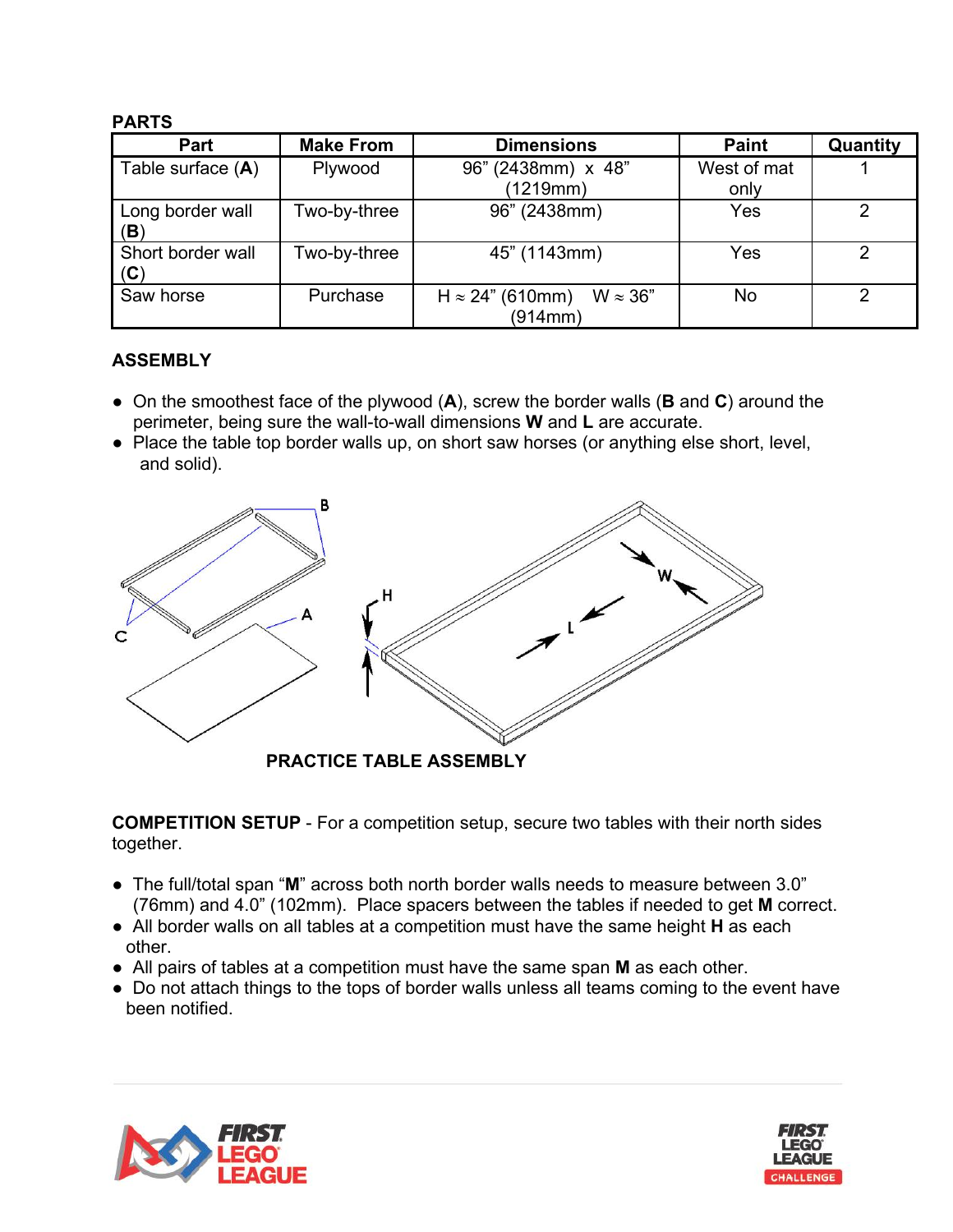**PARTS**

| Part | Make From | Dimensions | Paint | Quantity |
|---|---|---|---|---|
| Table surface (**A**) | Plywood | 96" (2438mm) x 48" (1219mm) | West of mat only | 1 |
| Long border wall (**B**) | Two-by-three | 96" (2438mm) | Yes | 2 |
| Short border wall (**C**) | Two-by-three | 45" (1143mm) | Yes | 2 |
| Saw horse | Purchase | H ≈ 24" (610mm) W ≈ 36" (914mm) | No | 2 |

**ASSEMBLY**

- On the smoothest face of the plywood (**A**), screw the border walls (**B** and **C**) around the perimeter, being sure the wall-to-wall dimensions **W** and **L** are accurate.
- Place the table top border walls up, on short saw horses (or anything else short, level, and solid).

**PRACTICE TABLE ASSEMBLY**

**COMPETITION SETUP** - For a competition setup, secure two tables with their north sides together.

- The full/total span "**M**" across both north border walls needs to measure between 3.0" (76mm) and 4.0" (102mm). Place spacers between the tables if needed to get **M** correct.
- All border walls on all tables at a competition must have the same height **H** as each other.
- All pairs of tables at a competition must have the same span **M** as each other.
- Do not attach things to the tops of border walls unless all teams coming to the event have been notified.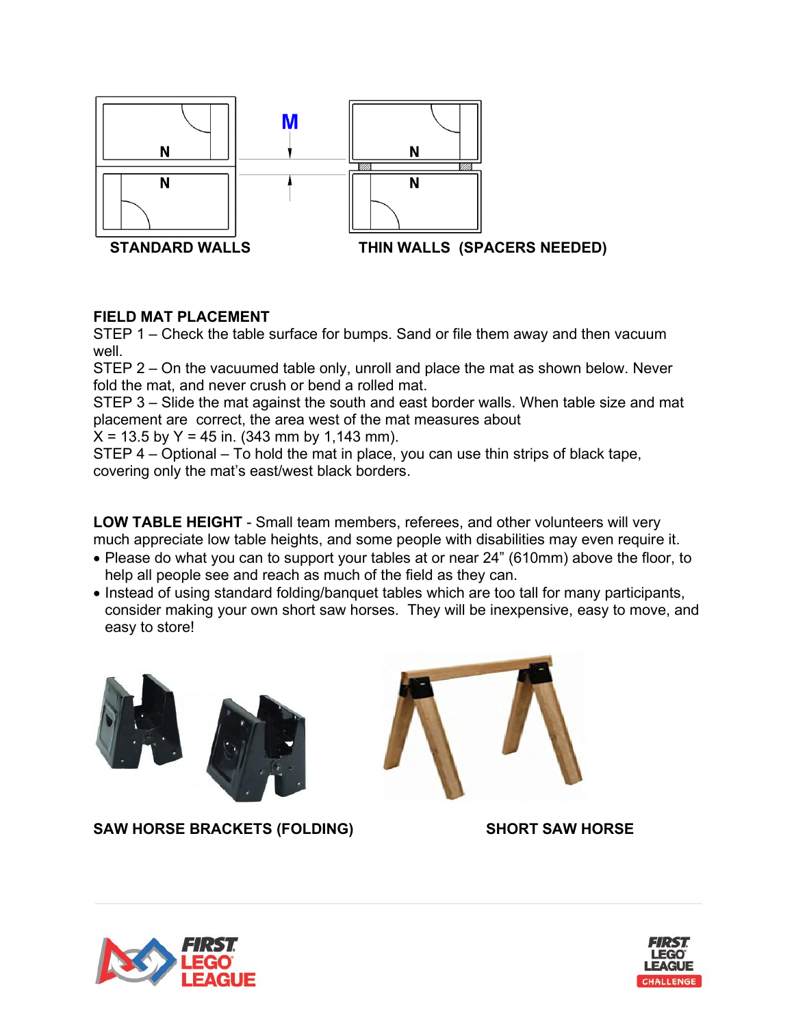M

N

N

N

N

STANDARD WALLS

THIN WALLS (SPACERS NEEDED)

**FIELD MAT PLACEMENT**

STEP 1 – Check the table surface for bumps. Sand or file them away and then vacuum well.

STEP 2 – On the vacuumed table only, unroll and place the mat as shown below. Never fold the mat, and never crush or bend a rolled mat.

STEP 3 – Slide the mat against the south and east border walls. When table size and mat placement are correct, the area west of the mat measures about
X = 13.5 by Y = 45 in. (343 mm by 1,143 mm).

STEP 4 – Optional – To hold the mat in place, you can use thin strips of black tape, covering only the mat's east/west black borders.

**LOW TABLE HEIGHT** - Small team members, referees, and other volunteers will very much appreciate low table heights, and some people with disabilities may even require it.

- Please do what you can to support your tables at or near 24" (610mm) above the floor, to help all people see and reach as much of the field as they can.
- Instead of using standard folding/banquet tables which are too tall for many participants, consider making your own short saw horses. They will be inexpensive, easy to move, and easy to store!

**SAW HORSE BRACKETS (FOLDING)**

**SHORT SAW HORSE**